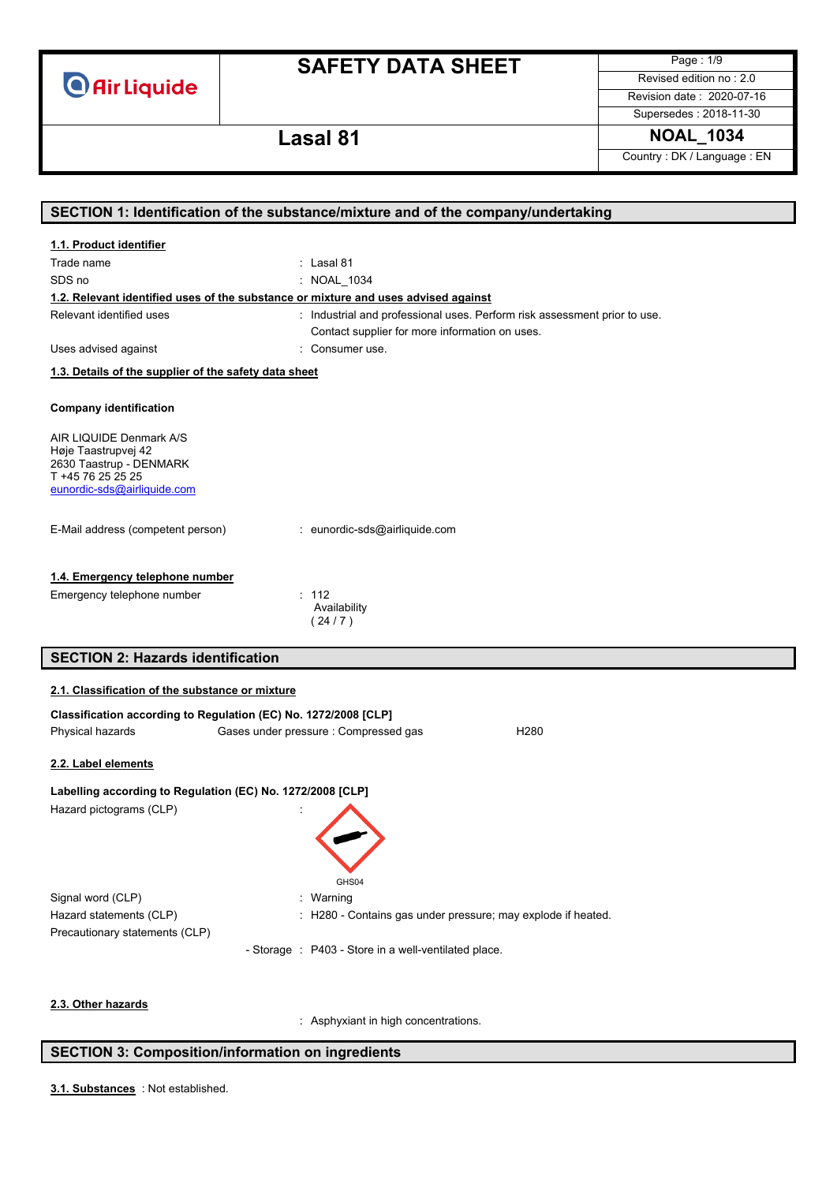# SAFETY DATA SHEET

Air Liquide

Revised edition no : 2.0
Revision date : 2020-07-16
Supersedes : 2018-11-30

**Lasal 81** — **NOAL_1034**

Country : DK / Language : EN

## SECTION 1: Identification of the substance/mixture and of the company/undertaking

### 1.1. Product identifier

Trade name : Lasal 81

SDS no : NOAL_1034

### 1.2. Relevant identified uses of the substance or mixture and uses advised against

Relevant identified uses : Industrial and professional uses. Perform risk assessment prior to use. Contact supplier for more information on uses.

Uses advised against : Consumer use.

### 1.3. Details of the supplier of the safety data sheet

**Company identification**

AIR LIQUIDE Denmark A/S
Høje Taastrupvej 42
2630 Taastrup - DENMARK
T +45 76 25 25 25
eunordic-sds@airliquide.com

E-Mail address (competent person) : eunordic-sds@airliquide.com

### 1.4. Emergency telephone number

Emergency telephone number : 112
Availability
( 24 / 7 )

## SECTION 2: Hazards identification

### 2.1. Classification of the substance or mixture

**Classification according to Regulation (EC) No. 1272/2008 [CLP]**

| Physical hazards | Gases under pressure : Compressed gas | H280 |
|---|---|---|

### 2.2. Label elements

**Labelling according to Regulation (EC) No. 1272/2008 [CLP]**

Hazard pictograms (CLP) :

GHS04

Signal word (CLP) : Warning

Hazard statements (CLP) : H280 - Contains gas under pressure; may explode if heated.

Precautionary statements (CLP)

- Storage : P403 - Store in a well-ventilated place.

### 2.3. Other hazards

: Asphyxiant in high concentrations.

## SECTION 3: Composition/information on ingredients

**3.1. Substances** : Not established.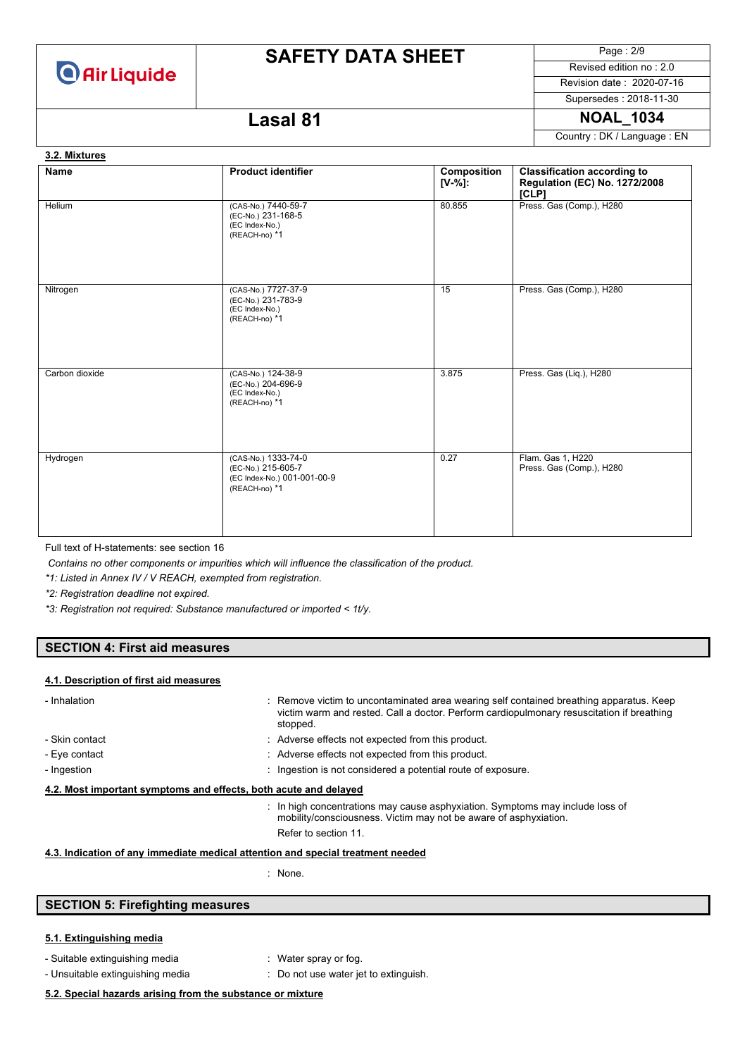#### 3.2. Mixtures

| Name | Product identifier | Composition [V-%]: | Classification according to Regulation (EC) No. 1272/2008 [CLP] |
|---|---|---|---|
| Helium | (CAS-No.) 7440-59-7<br>(EC-No.) 231-168-5<br>(EC Index-No.)<br>(REACH-no) *1 | 80.855 | Press. Gas (Comp.), H280 |
| Nitrogen | (CAS-No.) 7727-37-9<br>(EC-No.) 231-783-9<br>(EC Index-No.)<br>(REACH-no) *1 | 15 | Press. Gas (Comp.), H280 |
| Carbon dioxide | (CAS-No.) 124-38-9<br>(EC-No.) 204-696-9<br>(EC Index-No.)<br>(REACH-no) *1 | 3.875 | Press. Gas (Liq.), H280 |
| Hydrogen | (CAS-No.) 1333-74-0<br>(EC-No.) 215-605-7<br>(EC Index-No.) 001-001-00-9<br>(REACH-no) *1 | 0.27 | Flam. Gas 1, H220<br>Press. Gas (Comp.), H280 |

Full text of H-statements: see section 16

*Contains no other components or impurities which will influence the classification of the product.*

*\*1: Listed in Annex IV / V REACH, exempted from registration.*

*\*2: Registration deadline not expired.*

*\*3: Registration not required: Substance manufactured or imported < 1t/y.*

## SECTION 4: First aid measures

#### 4.1. Description of first aid measures

- Inhalation : Remove victim to uncontaminated area wearing self contained breathing apparatus. Keep victim warm and rested. Call a doctor. Perform cardiopulmonary resuscitation if breathing stopped.
- Skin contact : Adverse effects not expected from this product.
- Eye contact : Adverse effects not expected from this product.
- Ingestion : Ingestion is not considered a potential route of exposure.

#### 4.2. Most important symptoms and effects, both acute and delayed

: In high concentrations may cause asphyxiation. Symptoms may include loss of mobility/consciousness. Victim may not be aware of asphyxiation.

Refer to section 11.

#### 4.3. Indication of any immediate medical attention and special treatment needed

: None.

## SECTION 5: Firefighting measures

#### 5.1. Extinguishing media

- Suitable extinguishing media : Water spray or fog.
- Unsuitable extinguishing media : Do not use water jet to extinguish.

#### 5.2. Special hazards arising from the substance or mixture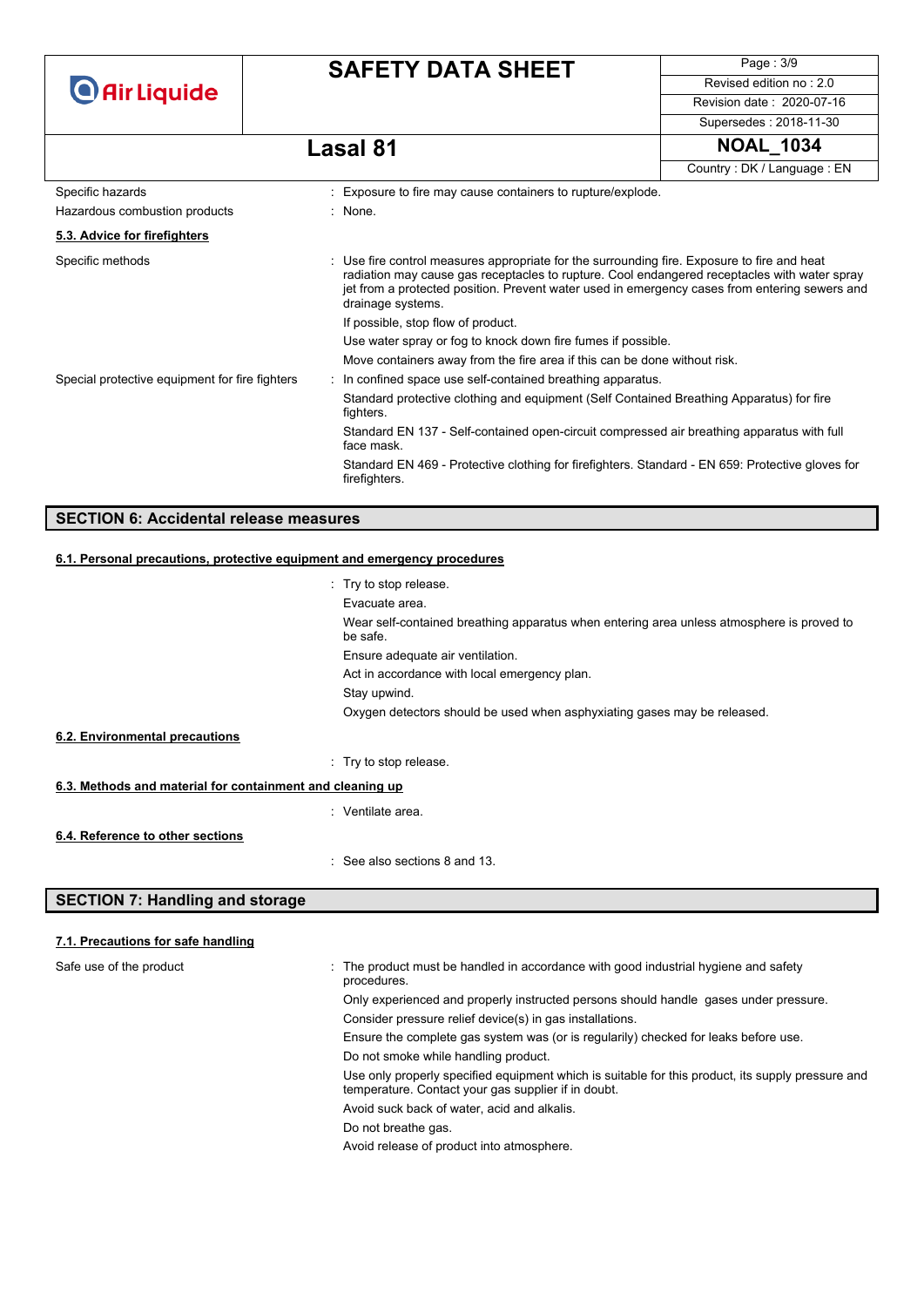| | |
|---|---|
| Specific hazards | : Exposure to fire may cause containers to rupture/explode. |
| Hazardous combustion products | : None. |

**5.3. Advice for firefighters**

| | |
|---|---|
| Specific methods | : Use fire control measures appropriate for the surrounding fire. Exposure to fire and heat radiation may cause gas receptacles to rupture. Cool endangered receptacles with water spray jet from a protected position. Prevent water used in emergency cases from entering sewers and drainage systems.<br>If possible, stop flow of product.<br>Use water spray or fog to knock down fire fumes if possible.<br>Move containers away from the fire area if this can be done without risk. |
| Special protective equipment for fire fighters | : In confined space use self-contained breathing apparatus.<br>Standard protective clothing and equipment (Self Contained Breathing Apparatus) for fire fighters.<br>Standard EN 137 - Self-contained open-circuit compressed air breathing apparatus with full face mask.<br>Standard EN 469 - Protective clothing for firefighters. Standard - EN 659: Protective gloves for firefighters. |

## SECTION 6: Accidental release measures

**6.1. Personal precautions, protective equipment and emergency procedures**

: Try to stop release.
Evacuate area.
Wear self-contained breathing apparatus when entering area unless atmosphere is proved to be safe.
Ensure adequate air ventilation.
Act in accordance with local emergency plan.
Stay upwind.
Oxygen detectors should be used when asphyxiating gases may be released.

**6.2. Environmental precautions**

: Try to stop release.

**6.3. Methods and material for containment and cleaning up**

: Ventilate area.

**6.4. Reference to other sections**

: See also sections 8 and 13.

## SECTION 7: Handling and storage

**7.1. Precautions for safe handling**

| | |
|---|---|
| Safe use of the product | : The product must be handled in accordance with good industrial hygiene and safety procedures.<br>Only experienced and properly instructed persons should handle gases under pressure.<br>Consider pressure relief device(s) in gas installations.<br>Ensure the complete gas system was (or is regularily) checked for leaks before use.<br>Do not smoke while handling product.<br>Use only properly specified equipment which is suitable for this product, its supply pressure and temperature. Contact your gas supplier if in doubt.<br>Avoid suck back of water, acid and alkalis.<br>Do not breathe gas.<br>Avoid release of product into atmosphere. |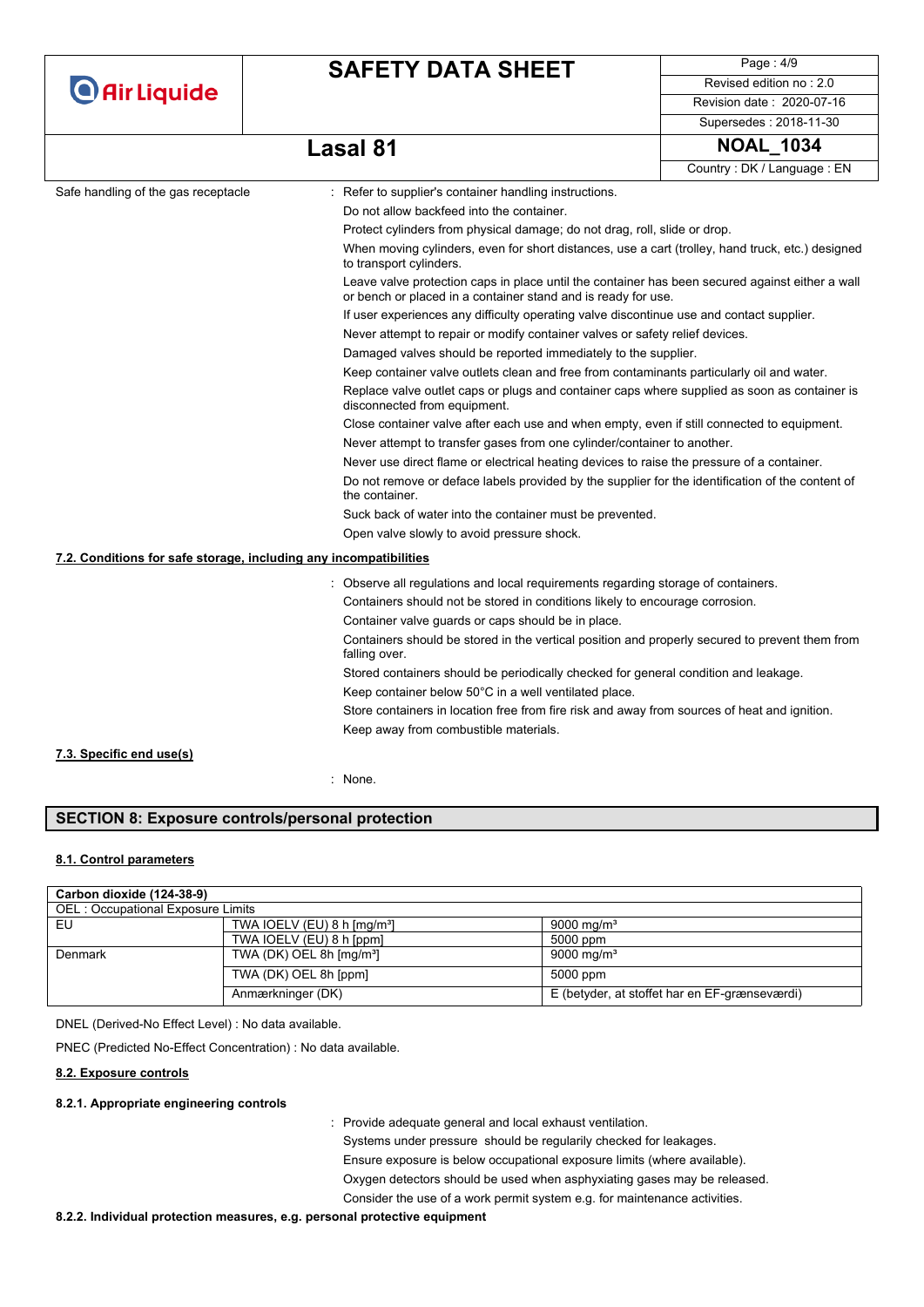Safe handling of the gas receptacle : Refer to supplier's container handling instructions.

Do not allow backfeed into the container.

Protect cylinders from physical damage; do not drag, roll, slide or drop.

When moving cylinders, even for short distances, use a cart (trolley, hand truck, etc.) designed to transport cylinders.

Leave valve protection caps in place until the container has been secured against either a wall or bench or placed in a container stand and is ready for use.

If user experiences any difficulty operating valve discontinue use and contact supplier.

Never attempt to repair or modify container valves or safety relief devices.

Damaged valves should be reported immediately to the supplier.

Keep container valve outlets clean and free from contaminants particularly oil and water.

Replace valve outlet caps or plugs and container caps where supplied as soon as container is disconnected from equipment.

Close container valve after each use and when empty, even if still connected to equipment.

Never attempt to transfer gases from one cylinder/container to another.

Never use direct flame or electrical heating devices to raise the pressure of a container.

Do not remove or deface labels provided by the supplier for the identification of the content of the container.

Suck back of water into the container must be prevented.

Open valve slowly to avoid pressure shock.

### 7.2. Conditions for safe storage, including any incompatibilities

: Observe all regulations and local requirements regarding storage of containers.

Containers should not be stored in conditions likely to encourage corrosion.

Container valve guards or caps should be in place.

Containers should be stored in the vertical position and properly secured to prevent them from falling over.

Stored containers should be periodically checked for general condition and leakage.

Keep container below 50°C in a well ventilated place.

Store containers in location free from fire risk and away from sources of heat and ignition.

Keep away from combustible materials.

### 7.3. Specific end use(s)

: None.

## SECTION 8: Exposure controls/personal protection

### 8.1. Control parameters

| **Carbon dioxide (124-38-9)** | | |
|---|---|---|
| OEL : Occupational Exposure Limits | | |
| EU | TWA IOELV (EU) 8 h [mg/m³] | 9000 mg/m³ |
| | TWA IOELV (EU) 8 h [ppm] | 5000 ppm |
| Denmark | TWA (DK) OEL 8h [mg/m³] | 9000 mg/m³ |
| | TWA (DK) OEL 8h [ppm] | 5000 ppm |
| | Anmærkninger (DK) | E (betyder, at stoffet har en EF-grænseværdi) |

DNEL (Derived-No Effect Level) : No data available.

PNEC (Predicted No-Effect Concentration) : No data available.

### 8.2. Exposure controls

#### 8.2.1. Appropriate engineering controls

: Provide adequate general and local exhaust ventilation.

Systems under pressure should be regularly checked for leakages.

Ensure exposure is below occupational exposure limits (where available).

Oxygen detectors should be used when asphyxiating gases may be released.

Consider the use of a work permit system e.g. for maintenance activities.

#### 8.2.2. Individual protection measures, e.g. personal protective equipment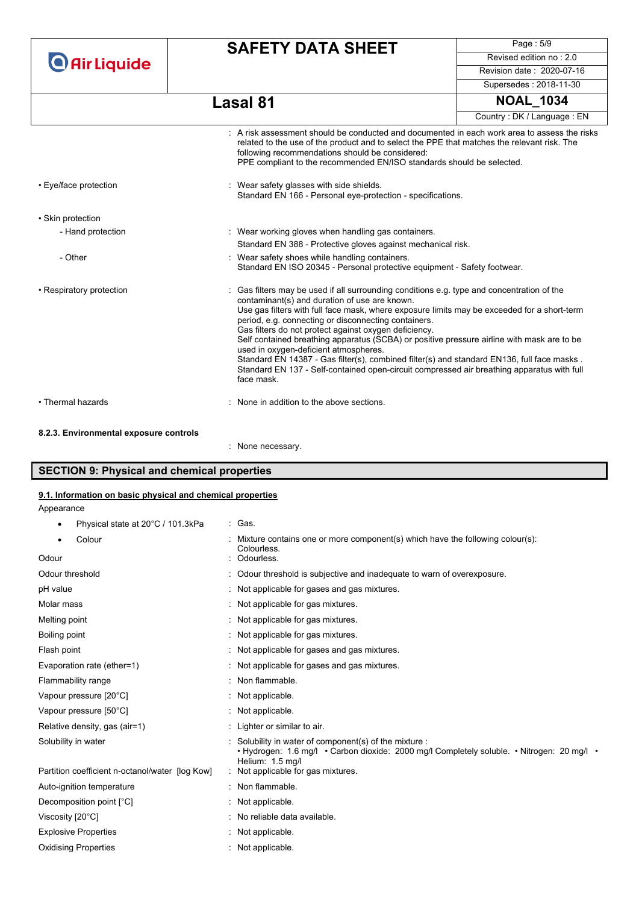: A risk assessment should be conducted and documented in each work area to assess the risks related to the use of the product and to select the PPE that matches the relevant risk. The following recommendations should be considered:
PPE compliant to the recommended EN/ISO standards should be selected.

| | |
|---|---|
| • Eye/face protection | : Wear safety glasses with side shields.<br>Standard EN 166 - Personal eye-protection - specifications. |
| • Skin protection | |
| - Hand protection | : Wear working gloves when handling gas containers.<br>Standard EN 388 - Protective gloves against mechanical risk. |
| - Other | : Wear safety shoes while handling containers.<br>Standard EN ISO 20345 - Personal protective equipment - Safety footwear. |
| • Respiratory protection | : Gas filters may be used if all surrounding conditions e.g. type and concentration of the contaminant(s) and duration of use are known.<br>Use gas filters with full face mask, where exposure limits may be exceeded for a short-term period, e.g. connecting or disconnecting containers.<br>Gas filters do not protect against oxygen deficiency.<br>Self contained breathing apparatus (SCBA) or positive pressure airline with mask are to be used in oxygen-deficient atmospheres.<br>Standard EN 14387 - Gas filter(s), combined filter(s) and standard EN136, full face masks .<br>Standard EN 137 - Self-contained open-circuit compressed air breathing apparatus with full face mask. |
| • Thermal hazards | : None in addition to the above sections. |

**8.2.3. Environmental exposure controls**

: None necessary.

## SECTION 9: Physical and chemical properties

### 9.1. Information on basic physical and chemical properties

Appearance

| | |
|---|---|
| • Physical state at 20°C / 101.3kPa | : Gas. |
| • Colour | : Mixture contains one or more component(s) which have the following colour(s): Colourless. |
| Odour | : Odourless. |
| Odour threshold | : Odour threshold is subjective and inadequate to warn of overexposure. |
| pH value | : Not applicable for gases and gas mixtures. |
| Molar mass | : Not applicable for gas mixtures. |
| Melting point | : Not applicable for gas mixtures. |
| Boiling point | : Not applicable for gas mixtures. |
| Flash point | : Not applicable for gases and gas mixtures. |
| Evaporation rate (ether=1) | : Not applicable for gases and gas mixtures. |
| Flammability range | : Non flammable. |
| Vapour pressure [20°C] | : Not applicable. |
| Vapour pressure [50°C] | : Not applicable. |
| Relative density, gas (air=1) | : Lighter or similar to air. |
| Solubility in water | : Solubility in water of component(s) of the mixture :<br>• Hydrogen: 1.6 mg/l • Carbon dioxide: 2000 mg/l Completely soluble. • Nitrogen: 20 mg/l • Helium: 1.5 mg/l |
| Partition coefficient n-octanol/water [log Kow] | : Not applicable for gas mixtures. |
| Auto-ignition temperature | : Non flammable. |
| Decomposition point [°C] | : Not applicable. |
| Viscosity [20°C] | : No reliable data available. |
| Explosive Properties | : Not applicable. |
| Oxidising Properties | : Not applicable. |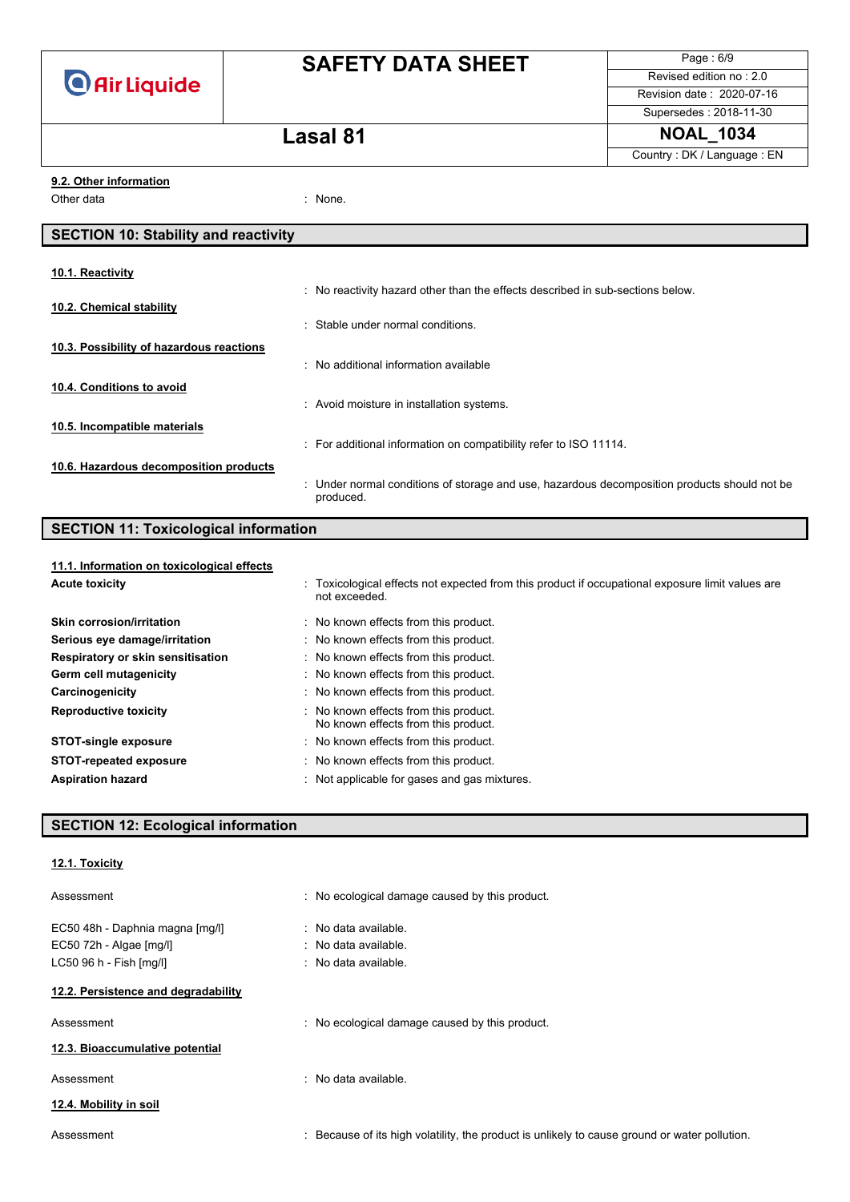### 9.2. Other information

Other data : None.

## SECTION 10: Stability and reactivity

### 10.1. Reactivity

: No reactivity hazard other than the effects described in sub-sections below.

### 10.2. Chemical stability

: Stable under normal conditions.

### 10.3. Possibility of hazardous reactions

: No additional information available

### 10.4. Conditions to avoid

: Avoid moisture in installation systems.

### 10.5. Incompatible materials

: For additional information on compatibility refer to ISO 11114.

### 10.6. Hazardous decomposition products

: Under normal conditions of storage and use, hazardous decomposition products should not be produced.

## SECTION 11: Toxicological information

### 11.1. Information on toxicological effects

**Acute toxicity** : Toxicological effects not expected from this product if occupational exposure limit values are not exceeded.

**Skin corrosion/irritation** : No known effects from this product.

**Serious eye damage/irritation** : No known effects from this product.

**Respiratory or skin sensitisation** : No known effects from this product.

**Germ cell mutagenicity** : No known effects from this product.

**Carcinogenicity** : No known effects from this product.

**Reproductive toxicity** : No known effects from this product.
No known effects from this product.

**STOT-single exposure** : No known effects from this product.

**STOT-repeated exposure** : No known effects from this product.

**Aspiration hazard** : Not applicable for gases and gas mixtures.

## SECTION 12: Ecological information

### 12.1. Toxicity

Assessment : No ecological damage caused by this product.

EC50 48h - Daphnia magna [mg/l] : No data available.

EC50 72h - Algae [mg/l] : No data available.

LC50 96 h - Fish [mg/l] : No data available.

### 12.2. Persistence and degradability

Assessment : No ecological damage caused by this product.

### 12.3. Bioaccumulative potential

Assessment : No data available.

### 12.4. Mobility in soil

Assessment : Because of its high volatility, the product is unlikely to cause ground or water pollution.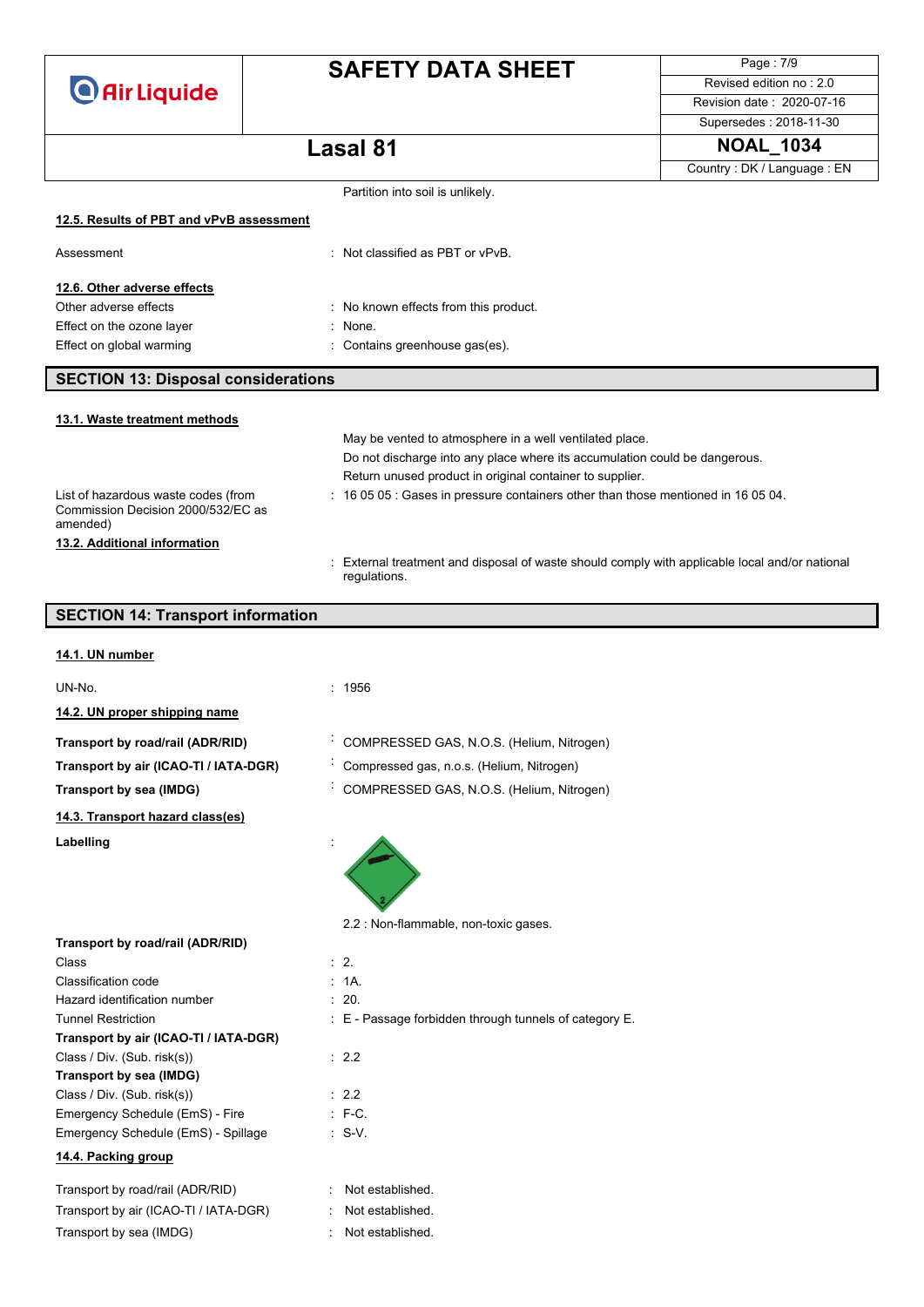Partition into soil is unlikely.

### 12.5. Results of PBT and vPvB assessment

Assessment : Not classified as PBT or vPvB.

### 12.6. Other adverse effects

Other adverse effects : No known effects from this product.

Effect on the ozone layer : None.

Effect on global warming : Contains greenhouse gas(es).

## SECTION 13: Disposal considerations

### 13.1. Waste treatment methods

May be vented to atmosphere in a well ventilated place.

Do not discharge into any place where its accumulation could be dangerous.

Return unused product in original container to supplier.

List of hazardous waste codes (from Commission Decision 2000/532/EC as amended) : 16 05 05 : Gases in pressure containers other than those mentioned in 16 05 04.

### 13.2. Additional information

: External treatment and disposal of waste should comply with applicable local and/or national regulations.

## SECTION 14: Transport information

### 14.1. UN number

UN-No. : 1956

### 14.2. UN proper shipping name

**Transport by road/rail (ADR/RID)** : COMPRESSED GAS, N.O.S. (Helium, Nitrogen)

**Transport by air (ICAO-TI / IATA-DGR)** : Compressed gas, n.o.s. (Helium, Nitrogen)

**Transport by sea (IMDG)** : COMPRESSED GAS, N.O.S. (Helium, Nitrogen)

### 14.3. Transport hazard class(es)

**Labelling** :

2.2 : Non-flammable, non-toxic gases.

**Transport by road/rail (ADR/RID)**

Class : 2.

Classification code : 1A.

Hazard identification number : 20.

Tunnel Restriction : E - Passage forbidden through tunnels of category E.

**Transport by air (ICAO-TI / IATA-DGR)**

Class / Div. (Sub. risk(s)) : 2.2

**Transport by sea (IMDG)**

Class / Div. (Sub. risk(s)) : 2.2

Emergency Schedule (EmS) - Fire : F-C.

Emergency Schedule (EmS) - Spillage : S-V.

### 14.4. Packing group

Transport by road/rail (ADR/RID) : Not established.

Transport by air (ICAO-TI / IATA-DGR) : Not established.

Transport by sea (IMDG) : Not established.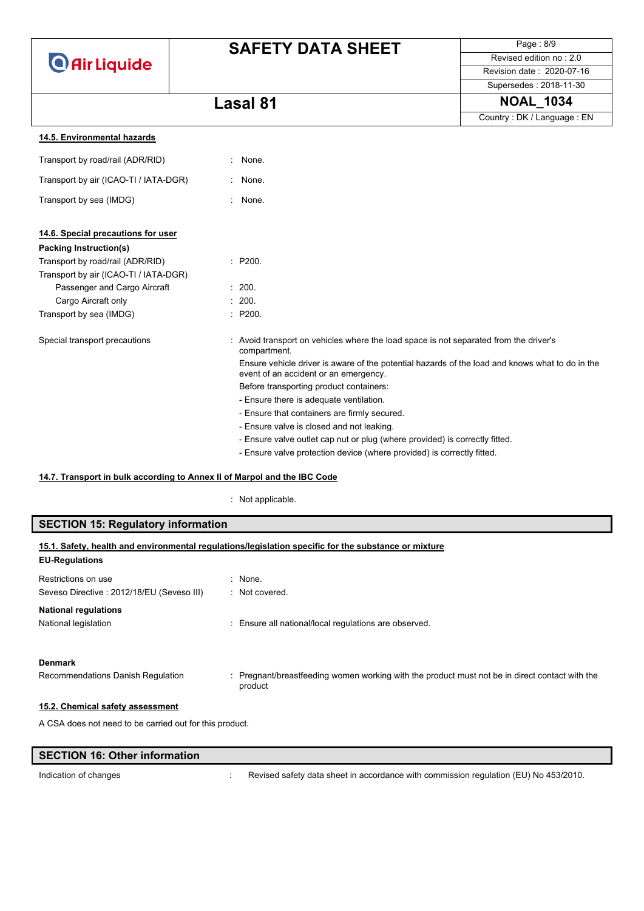#### 14.5. Environmental hazards

| | |
|---|---|
| Transport by road/rail (ADR/RID) | : None. |
| Transport by air (ICAO-TI / IATA-DGR) | : None. |
| Transport by sea (IMDG) | : None. |

#### 14.6. Special precautions for user

**Packing Instruction(s)**

| | |
|---|---|
| Transport by road/rail (ADR/RID) | : P200. |
| Transport by air (ICAO-TI / IATA-DGR) | |
| Passenger and Cargo Aircraft | : 200. |
| Cargo Aircraft only | : 200. |
| Transport by sea (IMDG) | : P200. |

Special transport precautions : Avoid transport on vehicles where the load space is not separated from the driver's compartment.

Ensure vehicle driver is aware of the potential hazards of the load and knows what to do in the event of an accident or an emergency.

Before transporting product containers:

- Ensure there is adequate ventilation.
- Ensure that containers are firmly secured.
- Ensure valve is closed and not leaking.
- Ensure valve outlet cap nut or plug (where provided) is correctly fitted.
- Ensure valve protection device (where provided) is correctly fitted.

#### 14.7. Transport in bulk according to Annex II of Marpol and the IBC Code

: Not applicable.

## SECTION 15: Regulatory information

#### 15.1. Safety, health and environmental regulations/legislation specific for the substance or mixture

**EU-Regulations**

| | |
|---|---|
| Restrictions on use | : None. |
| Seveso Directive : 2012/18/EU (Seveso III) | : Not covered. |

**National regulations**

| | |
|---|---|
| National legislation | : Ensure all national/local regulations are observed. |

**Denmark**

| | |
|---|---|
| Recommendations Danish Regulation | : Pregnant/breastfeeding women working with the product must not be in direct contact with the product |

#### 15.2. Chemical safety assessment

A CSA does not need to be carried out for this product.

## SECTION 16: Other information

| | |
|---|---|
| Indication of changes | : Revised safety data sheet in accordance with commission regulation (EU) No 453/2010. |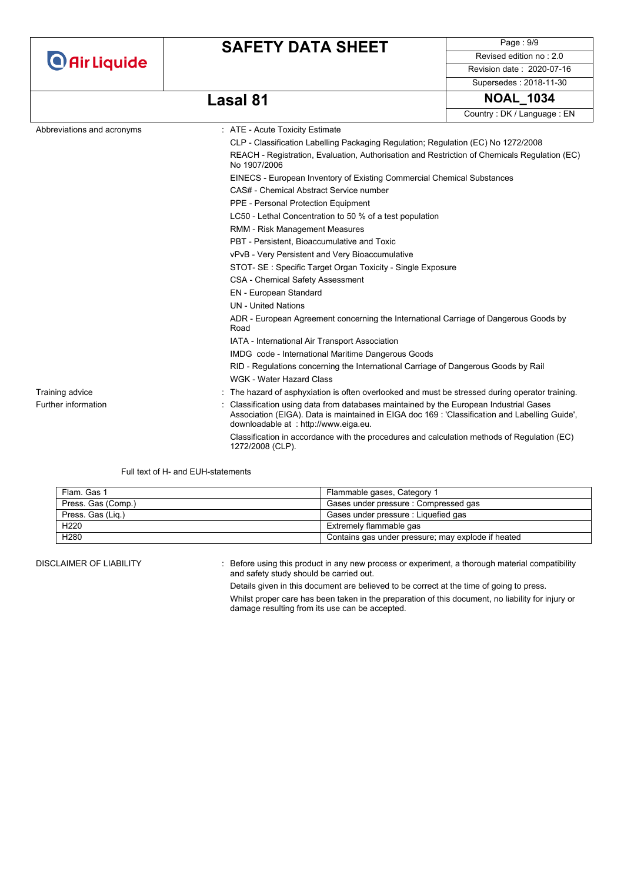Abbreviations and acronyms : ATE - Acute Toxicity Estimate

CLP - Classification Labelling Packaging Regulation; Regulation (EC) No 1272/2008

REACH - Registration, Evaluation, Authorisation and Restriction of Chemicals Regulation (EC) No 1907/2006

EINECS - European Inventory of Existing Commercial Chemical Substances

CAS# - Chemical Abstract Service number

PPE - Personal Protection Equipment

LC50 - Lethal Concentration to 50 % of a test population

RMM - Risk Management Measures

PBT - Persistent, Bioaccumulative and Toxic

vPvB - Very Persistent and Very Bioaccumulative

STOT- SE : Specific Target Organ Toxicity - Single Exposure

CSA - Chemical Safety Assessment

EN - European Standard

UN - United Nations

ADR - European Agreement concerning the International Carriage of Dangerous Goods by Road

IATA - International Air Transport Association

IMDG code - International Maritime Dangerous Goods

RID - Regulations concerning the International Carriage of Dangerous Goods by Rail

WGK - Water Hazard Class

Training advice : The hazard of asphyxiation is often overlooked and must be stressed during operator training.

Further information : Classification using data from databases maintained by the European Industrial Gases Association (EIGA). Data is maintained in EIGA doc 169 : 'Classification and Labelling Guide', downloadable at : http://www.eiga.eu.

Classification in accordance with the procedures and calculation methods of Regulation (EC) 1272/2008 (CLP).

Full text of H- and EUH-statements

| | |
|---|---|
| Flam. Gas 1 | Flammable gases, Category 1 |
| Press. Gas (Comp.) | Gases under pressure : Compressed gas |
| Press. Gas (Liq.) | Gases under pressure : Liquefied gas |
| H220 | Extremely flammable gas |
| H280 | Contains gas under pressure; may explode if heated |

DISCLAIMER OF LIABILITY : Before using this product in any new process or experiment, a thorough material compatibility and safety study should be carried out.

Details given in this document are believed to be correct at the time of going to press.

Whilst proper care has been taken in the preparation of this document, no liability for injury or damage resulting from its use can be accepted.